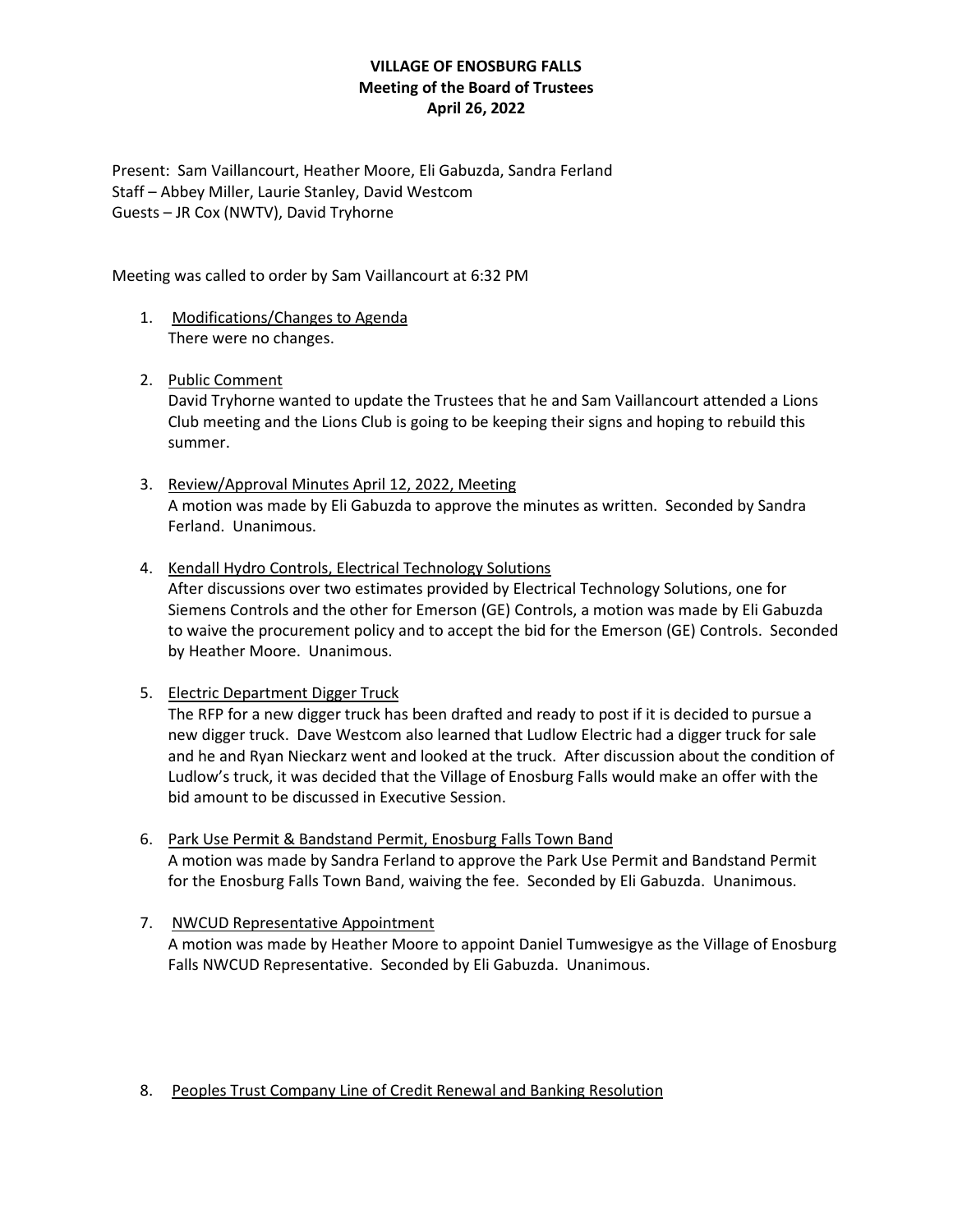**VILLAGE OF ENOSBURG FALLS**
**Meeting of the Board of Trustees**
**April 26, 2022**

Present: Sam Vaillancourt, Heather Moore, Eli Gabuzda, Sandra Ferland
Staff – Abbey Miller, Laurie Stanley, David Westcom
Guests – JR Cox (NWTV), David Tryhorne

Meeting was called to order by Sam Vaillancourt at 6:32 PM

1. Modifications/Changes to Agenda
   There were no changes.

2. Public Comment
   David Tryhorne wanted to update the Trustees that he and Sam Vaillancourt attended a Lions Club meeting and the Lions Club is going to be keeping their signs and hoping to rebuild this summer.

3. Review/Approval Minutes April 12, 2022, Meeting
   A motion was made by Eli Gabuzda to approve the minutes as written. Seconded by Sandra Ferland. Unanimous.

4. Kendall Hydro Controls, Electrical Technology Solutions
   After discussions over two estimates provided by Electrical Technology Solutions, one for Siemens Controls and the other for Emerson (GE) Controls, a motion was made by Eli Gabuzda to waive the procurement policy and to accept the bid for the Emerson (GE) Controls. Seconded by Heather Moore. Unanimous.

5. Electric Department Digger Truck
   The RFP for a new digger truck has been drafted and ready to post if it is decided to pursue a new digger truck. Dave Westcom also learned that Ludlow Electric had a digger truck for sale and he and Ryan Nieckarz went and looked at the truck. After discussion about the condition of Ludlow's truck, it was decided that the Village of Enosburg Falls would make an offer with the bid amount to be discussed in Executive Session.

6. Park Use Permit & Bandstand Permit, Enosburg Falls Town Band
   A motion was made by Sandra Ferland to approve the Park Use Permit and Bandstand Permit for the Enosburg Falls Town Band, waiving the fee. Seconded by Eli Gabuzda. Unanimous.

7. NWCUD Representative Appointment
   A motion was made by Heather Moore to appoint Daniel Tumwesigye as the Village of Enosburg Falls NWCUD Representative. Seconded by Eli Gabuzda. Unanimous.

8. Peoples Trust Company Line of Credit Renewal and Banking Resolution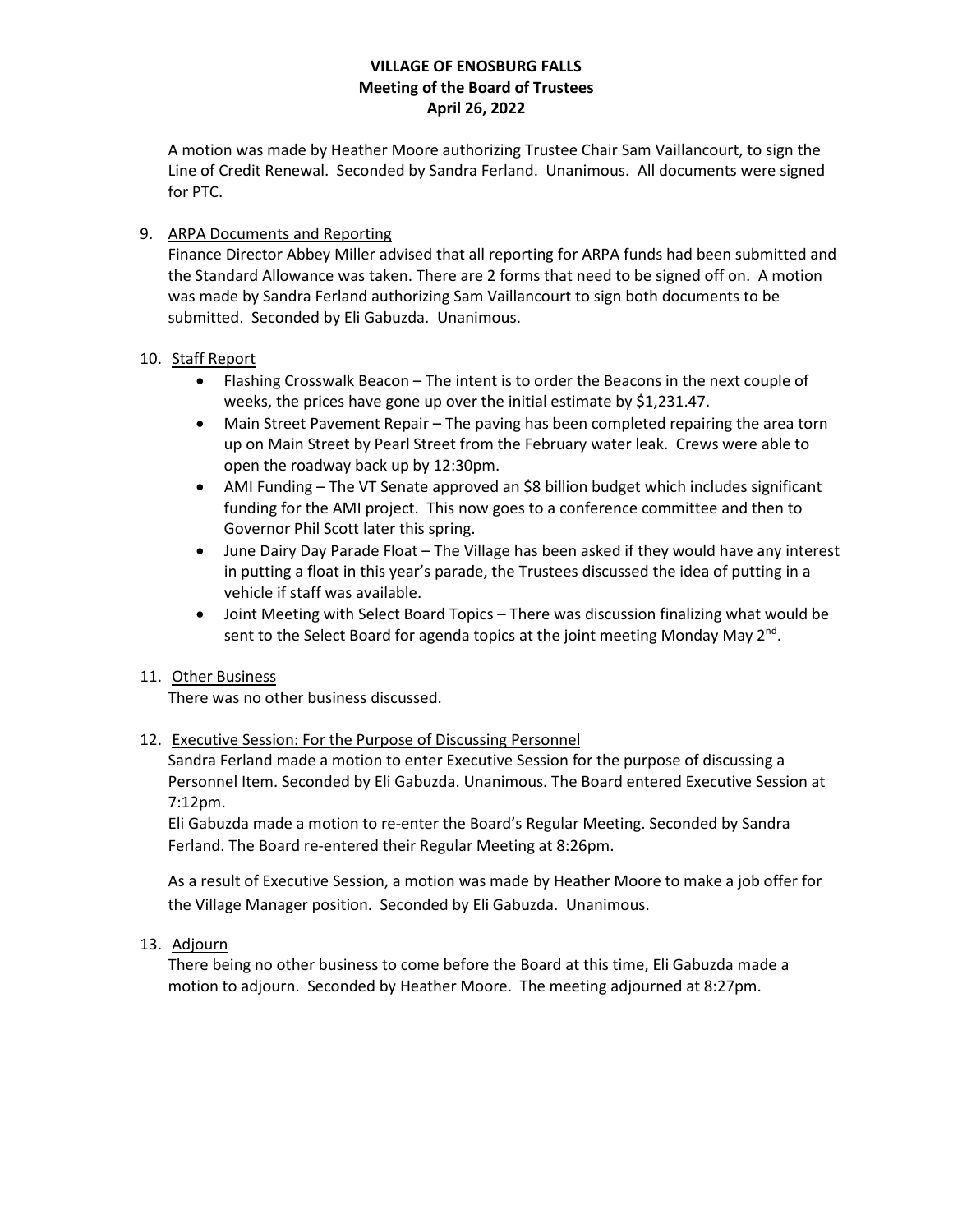**VILLAGE OF ENOSBURG FALLS**
**Meeting of the Board of Trustees**
**April 26, 2022**

A motion was made by Heather Moore authorizing Trustee Chair Sam Vaillancourt, to sign the Line of Credit Renewal. Seconded by Sandra Ferland. Unanimous. All documents were signed for PTC.

9. ARPA Documents and Reporting
   Finance Director Abbey Miller advised that all reporting for ARPA funds had been submitted and the Standard Allowance was taken. There are 2 forms that need to be signed off on. A motion was made by Sandra Ferland authorizing Sam Vaillancourt to sign both documents to be submitted. Seconded by Eli Gabuzda. Unanimous.

10. Staff Report
    - Flashing Crosswalk Beacon – The intent is to order the Beacons in the next couple of weeks, the prices have gone up over the initial estimate by $1,231.47.
    - Main Street Pavement Repair – The paving has been completed repairing the area torn up on Main Street by Pearl Street from the February water leak. Crews were able to open the roadway back up by 12:30pm.
    - AMI Funding – The VT Senate approved an $8 billion budget which includes significant funding for the AMI project. This now goes to a conference committee and then to Governor Phil Scott later this spring.
    - June Dairy Day Parade Float – The Village has been asked if they would have any interest in putting a float in this year's parade, the Trustees discussed the idea of putting in a vehicle if staff was available.
    - Joint Meeting with Select Board Topics – There was discussion finalizing what would be sent to the Select Board for agenda topics at the joint meeting Monday May 2nd.

11. Other Business
    There was no other business discussed.

12. Executive Session: For the Purpose of Discussing Personnel
    Sandra Ferland made a motion to enter Executive Session for the purpose of discussing a Personnel Item. Seconded by Eli Gabuzda. Unanimous. The Board entered Executive Session at 7:12pm.
    Eli Gabuzda made a motion to re-enter the Board's Regular Meeting. Seconded by Sandra Ferland. The Board re-entered their Regular Meeting at 8:26pm.

    As a result of Executive Session, a motion was made by Heather Moore to make a job offer for the Village Manager position. Seconded by Eli Gabuzda. Unanimous.

13. Adjourn
    There being no other business to come before the Board at this time, Eli Gabuzda made a motion to adjourn. Seconded by Heather Moore. The meeting adjourned at 8:27pm.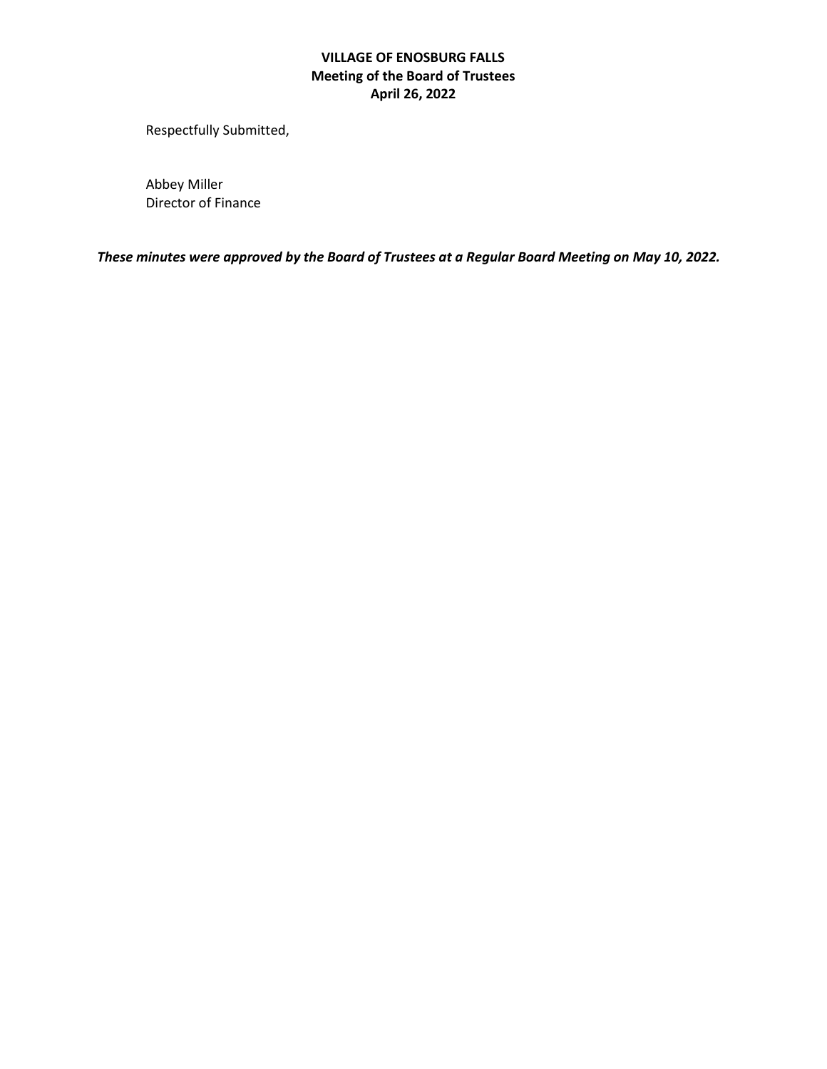Respectfully Submitted,

Abbey Miller
Director of Finance

***These minutes were approved by the Board of Trustees at a Regular Board Meeting on May 10, 2022.***